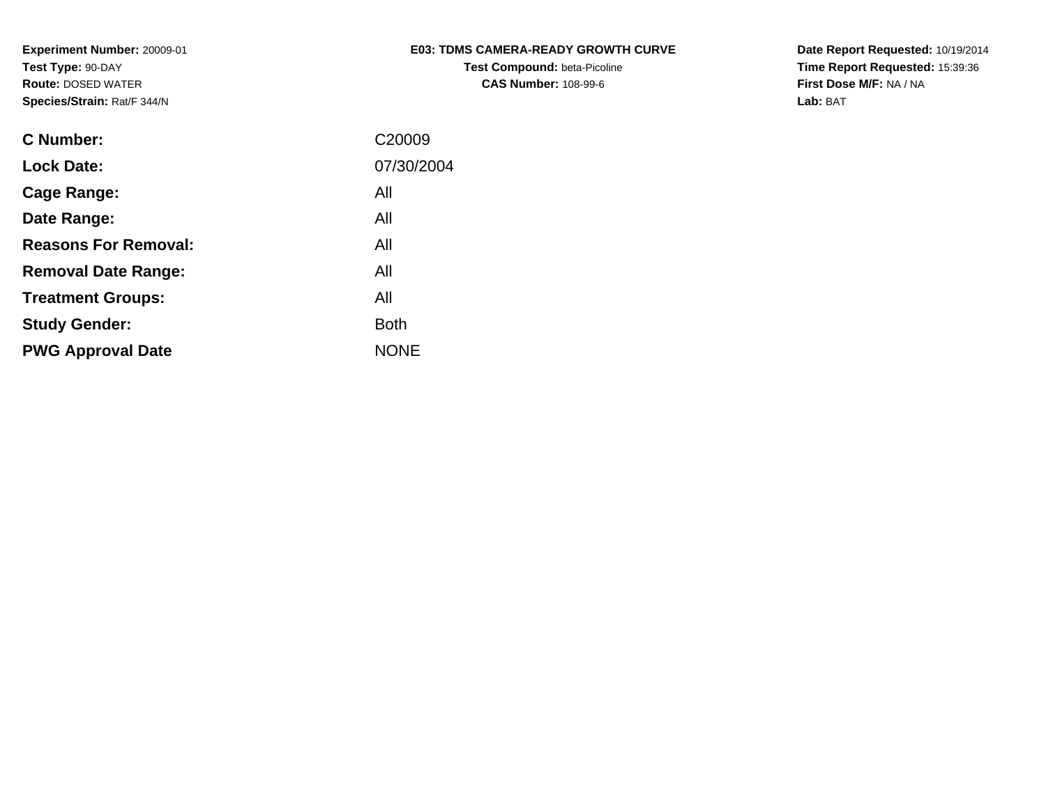**Experiment Number:** 20009-01
**Test Type:** 90-DAY
**Route:** DOSED WATER
**Species/Strain:** Rat/F 344/N

**E03: TDMS CAMERA-READY GROWTH CURVE**
**Test Compound:** beta-Picoline
**CAS Number:** 108-99-6

**Date Report Requested:** 10/19/2014
**Time Report Requested:** 15:39:36
**First Dose M/F:** NA / NA
**Lab:** BAT

| | |
|---|---|
| **C Number:** | C20009 |
| **Lock Date:** | 07/30/2004 |
| **Cage Range:** | All |
| **Date Range:** | All |
| **Reasons For Removal:** | All |
| **Removal Date Range:** | All |
| **Treatment Groups:** | All |
| **Study Gender:** | Both |
| **PWG Approval Date** | NONE |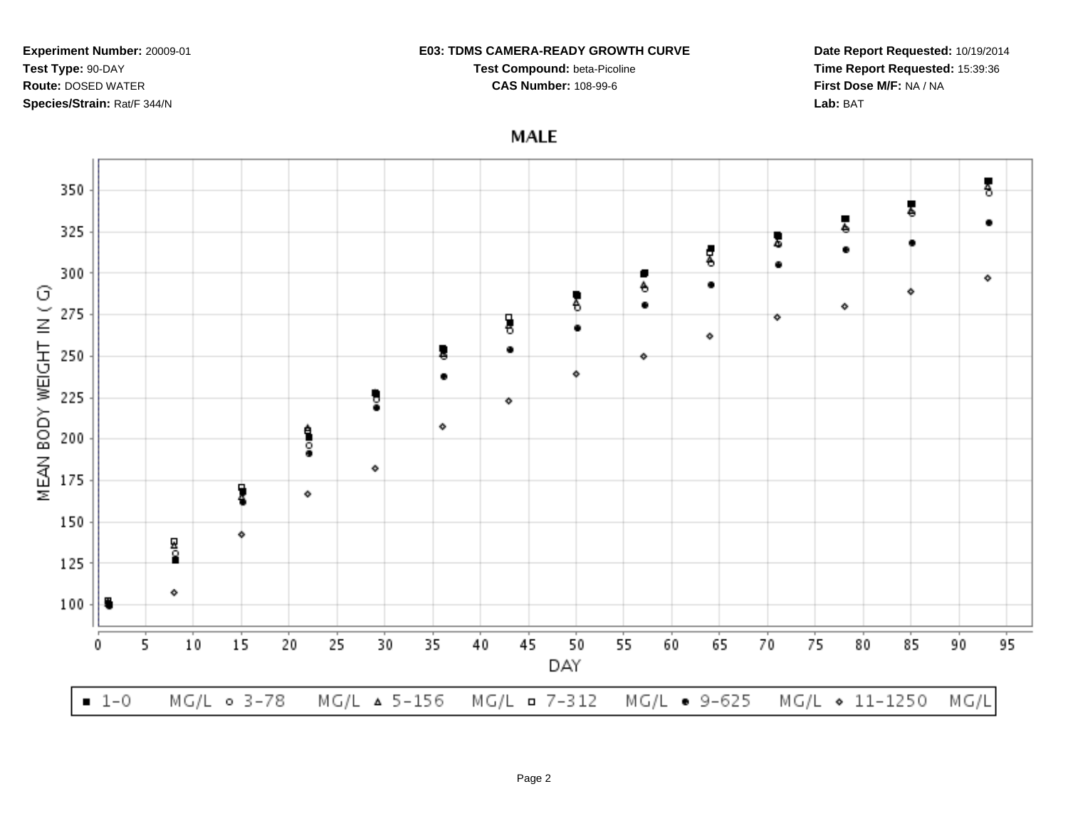**Experiment Number:** 20009-01
**Test Type:** 90-DAY
**Route:** DOSED WATER
**Species/Strain:** Rat/F 344/N

**E03: TDMS CAMERA-READY GROWTH CURVE**
**Test Compound:** beta-Picoline
**CAS Number:** 108-99-6

**Date Report Requested:** 10/19/2014
**Time Report Requested:** 15:39:36
**First Dose M/F:** NA / NA
**Lab:** BAT

## MALE

MEAN BODY WEIGHT IN ( G)

DAY

■ 1-0 MG/L ○ 3-78 MG/L △ 5-156 MG/L □ 7-312 MG/L ● 9-625 MG/L ◇ 11-1250 MG/L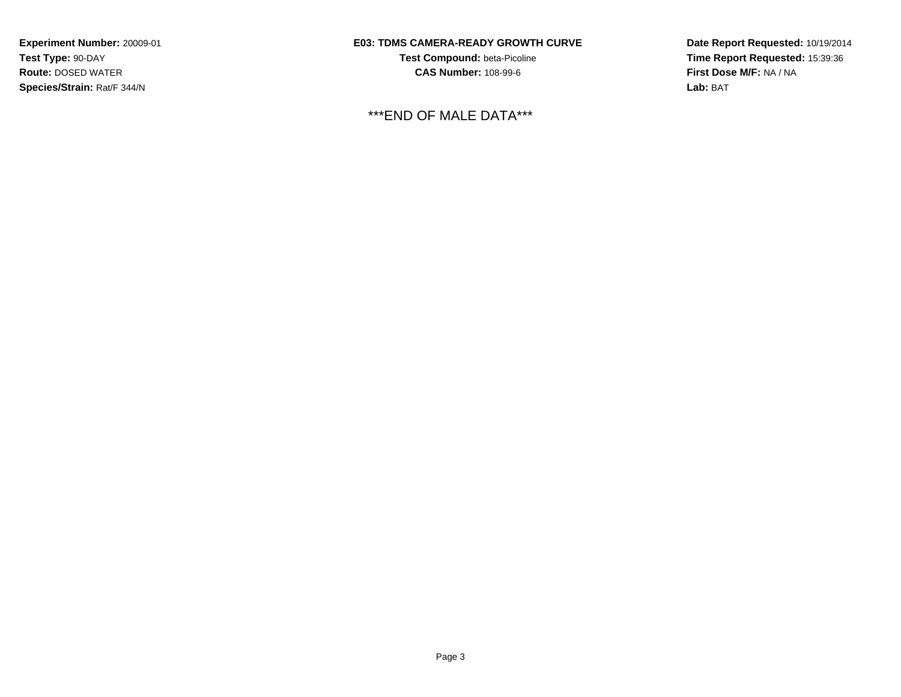**Experiment Number:** 20009-01
**Test Type:** 90-DAY
**Route:** DOSED WATER
**Species/Strain:** Rat/F 344/N

**E03: TDMS CAMERA-READY GROWTH CURVE**
**Test Compound:** beta-Picoline
**CAS Number:** 108-99-6

**Date Report Requested:** 10/19/2014
**Time Report Requested:** 15:39:36
**First Dose M/F:** NA / NA
**Lab:** BAT

***END OF MALE DATA***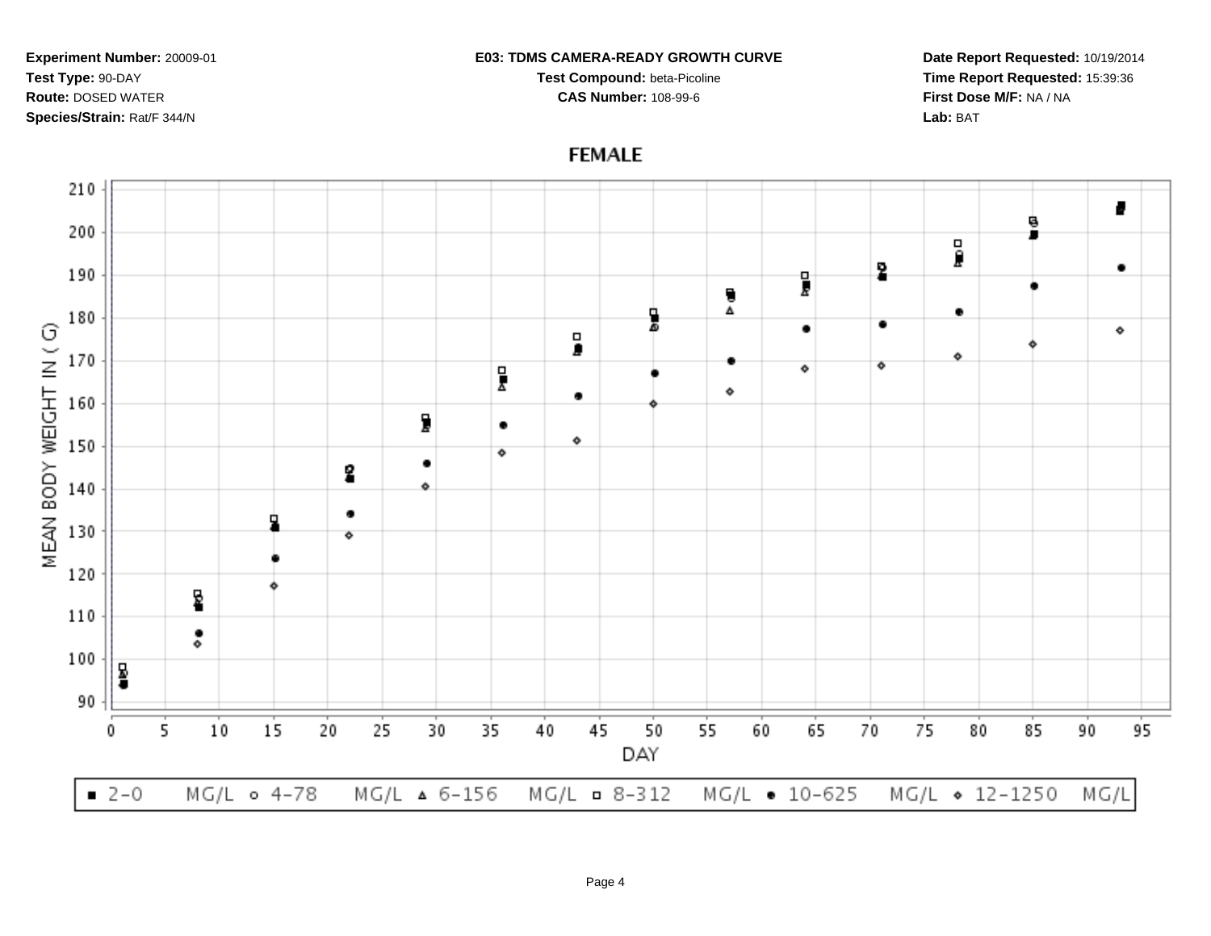**Experiment Number:** 20009-01
**Test Type:** 90-DAY
**Route:** DOSED WATER
**Species/Strain:** Rat/F 344/N

**E03: TDMS CAMERA-READY GROWTH CURVE**
**Test Compound:** beta-Picoline
**CAS Number:** 108-99-6

**Date Report Requested:** 10/19/2014
**Time Report Requested:** 15:39:36
**First Dose M/F:** NA / NA
**Lab:** BAT

## FEMALE

MEAN BODY WEIGHT IN ( G)

DAY

■ 2-0 MG/L ○ 4-78 MG/L △ 6-156 MG/L □ 8-312 MG/L ● 10-625 MG/L ◇ 12-1250 MG/L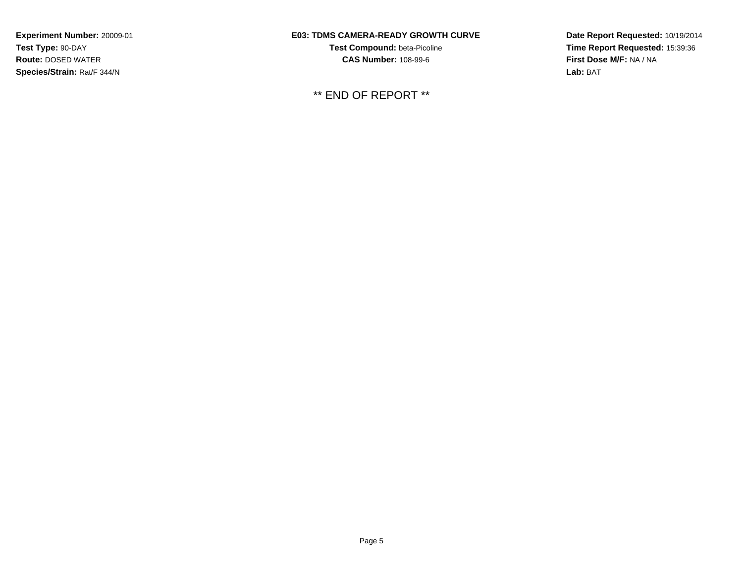**Experiment Number:** 20009-01
**Test Type:** 90-DAY
**Route:** DOSED WATER
**Species/Strain:** Rat/F 344/N

**E03: TDMS CAMERA-READY GROWTH CURVE**
**Test Compound:** beta-Picoline
**CAS Number:** 108-99-6

**Date Report Requested:** 10/19/2014
**Time Report Requested:** 15:39:36
**First Dose M/F:** NA / NA
**Lab:** BAT

** END OF REPORT **